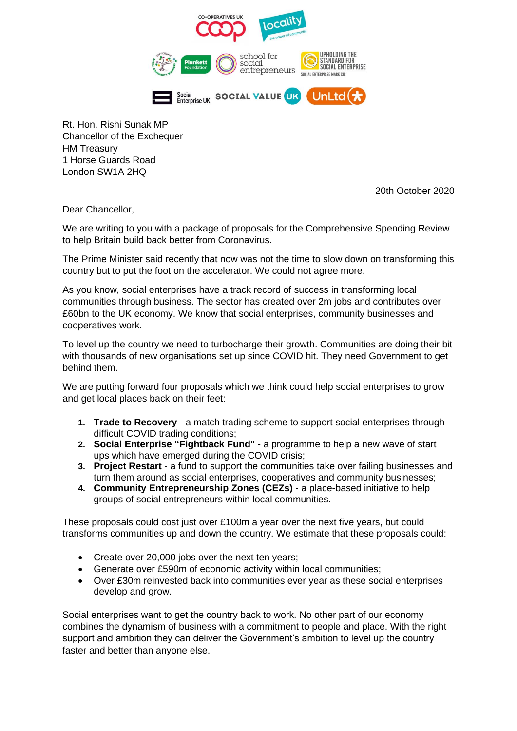Rt. Hon. Rishi Sunak MP
Chancellor of the Exchequer
HM Treasury
1 Horse Guards Road
London SW1A 2HQ

20th October 2020

Dear Chancellor,

We are writing to you with a package of proposals for the Comprehensive Spending Review to help Britain build back better from Coronavirus.

The Prime Minister said recently that now was not the time to slow down on transforming this country but to put the foot on the accelerator. We could not agree more.

As you know, social enterprises have a track record of success in transforming local communities through business. The sector has created over 2m jobs and contributes over £60bn to the UK economy. We know that social enterprises, community businesses and cooperatives work.

To level up the country we need to turbocharge their growth. Communities are doing their bit with thousands of new organisations set up since COVID hit. They need Government to get behind them.

We are putting forward four proposals which we think could help social enterprises to grow and get local places back on their feet:

1. **Trade to Recovery** - a match trading scheme to support social enterprises through difficult COVID trading conditions;
2. **Social Enterprise "Fightback Fund"** - a programme to help a new wave of start ups which have emerged during the COVID crisis;
3. **Project Restart** - a fund to support the communities take over failing businesses and turn them around as social enterprises, cooperatives and community businesses;
4. **Community Entrepreneurship Zones (CEZs)** - a place-based initiative to help groups of social entrepreneurs within local communities.

These proposals could cost just over £100m a year over the next five years, but could transforms communities up and down the country. We estimate that these proposals could:

- Create over 20,000 jobs over the next ten years;
- Generate over £590m of economic activity within local communities;
- Over £30m reinvested back into communities ever year as these social enterprises develop and grow.

Social enterprises want to get the country back to work. No other part of our economy combines the dynamism of business with a commitment to people and place. With the right support and ambition they can deliver the Government's ambition to level up the country faster and better than anyone else.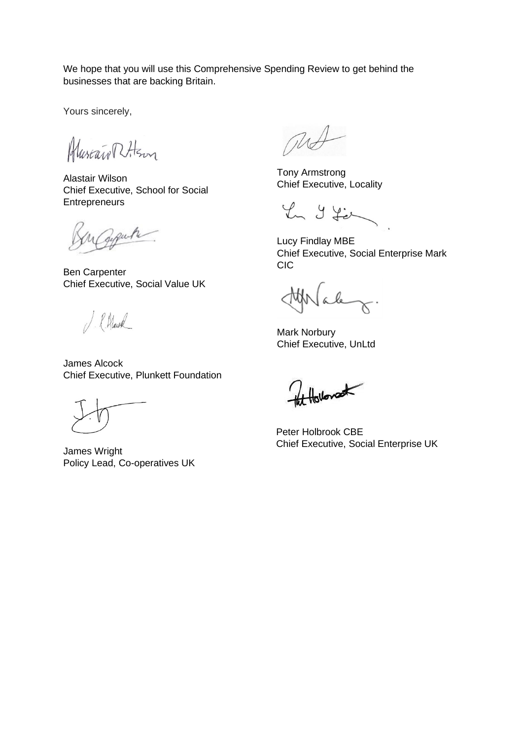We hope that you will use this Comprehensive Spending Review to get behind the businesses that are backing Britain.

Yours sincerely,

Alastair Wilson
Chief Executive, School for Social Entrepreneurs

Ben Carpenter
Chief Executive, Social Value UK

James Alcock
Chief Executive, Plunkett Foundation

James Wright
Policy Lead, Co-operatives UK

Tony Armstrong
Chief Executive, Locality

Lucy Findlay MBE
Chief Executive, Social Enterprise Mark CIC

Mark Norbury
Chief Executive, UnLtd

Peter Holbrook CBE
Chief Executive, Social Enterprise UK